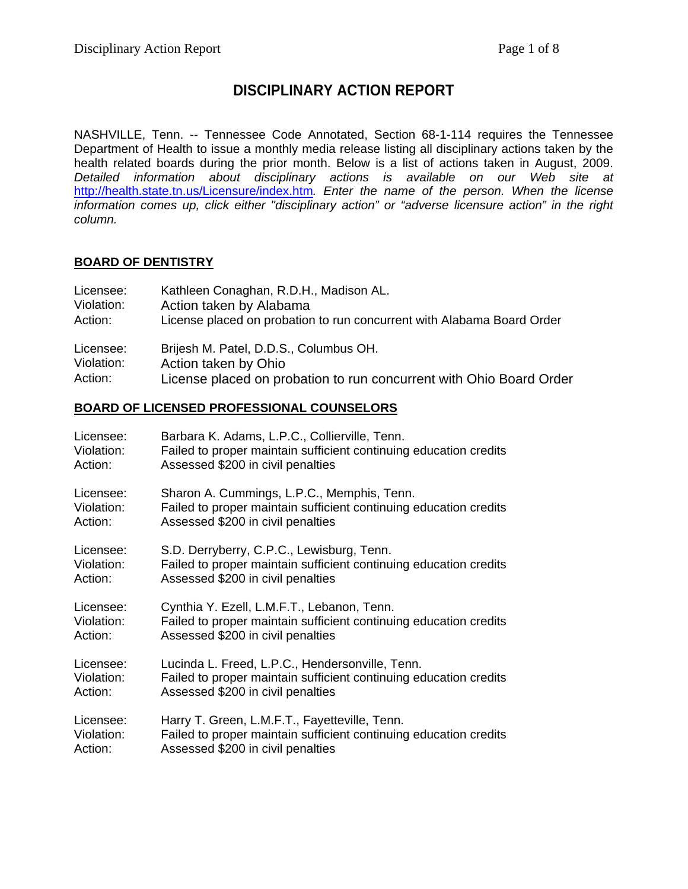# DISCIPLINARY ACTION REPORT

NASHVILLE, Tenn. -- Tennessee Code Annotated, Section 68-1-114 requires the Tennessee Department of Health to issue a monthly media release listing all disciplinary actions taken by the health related boards during the prior month. Below is a list of actions taken in August, 2009. *Detailed information about disciplinary actions is available on our Web site at* http://health.state.tn.us/Licensure/index.htm*. Enter the name of the person. When the license information comes up, click either "disciplinary action" or "adverse licensure action" in the right column.*

## BOARD OF DENTISTRY

Licensee: Kathleen Conaghan, R.D.H., Madison AL.
Violation: Action taken by Alabama
Action: License placed on probation to run concurrent with Alabama Board Order

Licensee: Brijesh M. Patel, D.D.S., Columbus OH.
Violation: Action taken by Ohio
Action: License placed on probation to run concurrent with Ohio Board Order

## BOARD OF LICENSED PROFESSIONAL COUNSELORS

Licensee: Barbara K. Adams, L.P.C., Collierville, Tenn.
Violation: Failed to proper maintain sufficient continuing education credits
Action: Assessed $200 in civil penalties

Licensee: Sharon A. Cummings, L.P.C., Memphis, Tenn.
Violation: Failed to proper maintain sufficient continuing education credits
Action: Assessed $200 in civil penalties

Licensee: S.D. Derryberry, C.P.C., Lewisburg, Tenn.
Violation: Failed to proper maintain sufficient continuing education credits
Action: Assessed $200 in civil penalties

Licensee: Cynthia Y. Ezell, L.M.F.T., Lebanon, Tenn.
Violation: Failed to proper maintain sufficient continuing education credits
Action: Assessed $200 in civil penalties

Licensee: Lucinda L. Freed, L.P.C., Hendersonville, Tenn.
Violation: Failed to proper maintain sufficient continuing education credits
Action: Assessed $200 in civil penalties

Licensee: Harry T. Green, L.M.F.T., Fayetteville, Tenn.
Violation: Failed to proper maintain sufficient continuing education credits
Action: Assessed $200 in civil penalties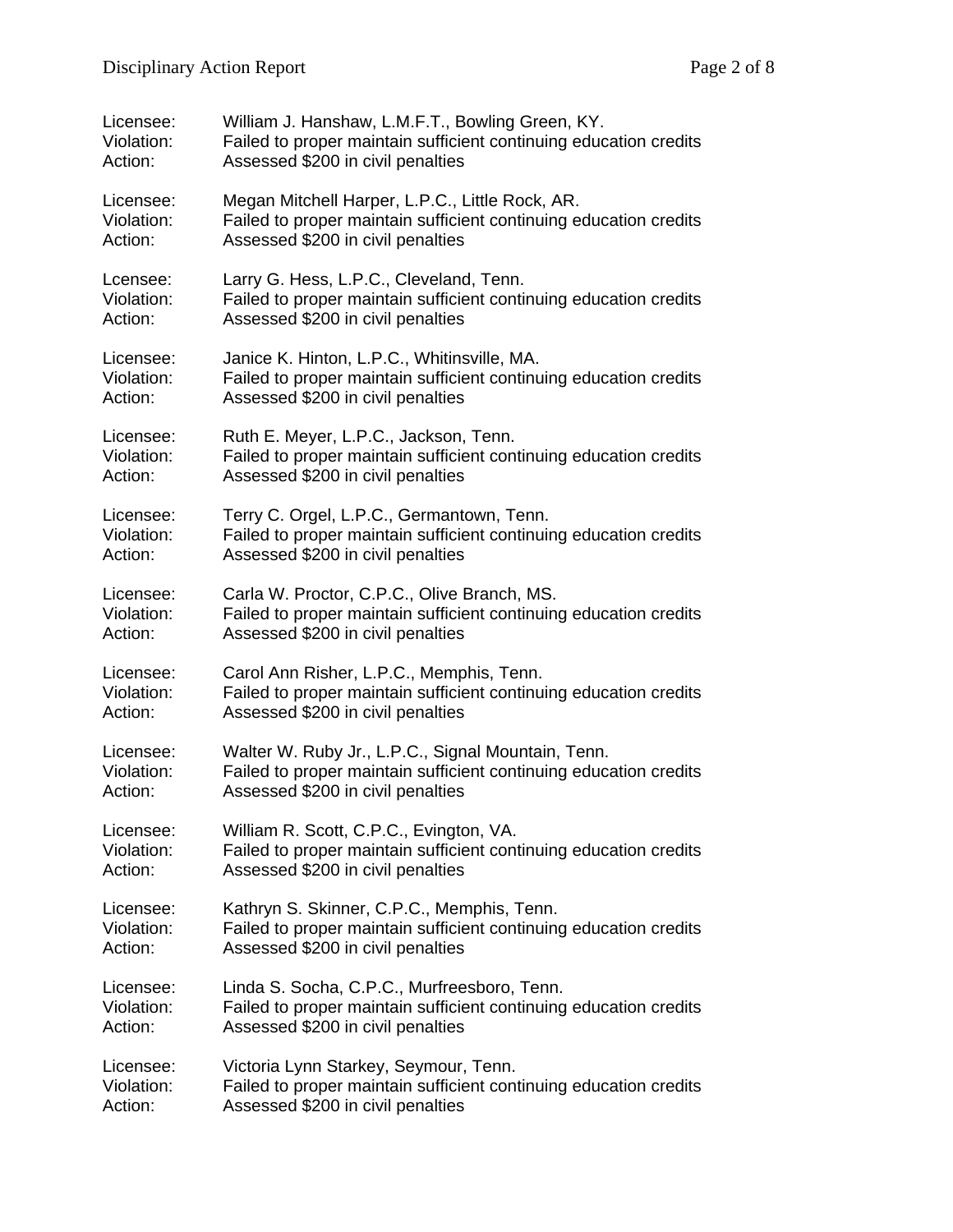Licensee: William J. Hanshaw, L.M.F.T., Bowling Green, KY.
Violation: Failed to proper maintain sufficient continuing education credits
Action: Assessed $200 in civil penalties

Licensee: Megan Mitchell Harper, L.P.C., Little Rock, AR.
Violation: Failed to proper maintain sufficient continuing education credits
Action: Assessed $200 in civil penalties

Lcensee: Larry G. Hess, L.P.C., Cleveland, Tenn.
Violation: Failed to proper maintain sufficient continuing education credits
Action: Assessed $200 in civil penalties

Licensee: Janice K. Hinton, L.P.C., Whitinsville, MA.
Violation: Failed to proper maintain sufficient continuing education credits
Action: Assessed $200 in civil penalties

Licensee: Ruth E. Meyer, L.P.C., Jackson, Tenn.
Violation: Failed to proper maintain sufficient continuing education credits
Action: Assessed $200 in civil penalties

Licensee: Terry C. Orgel, L.P.C., Germantown, Tenn.
Violation: Failed to proper maintain sufficient continuing education credits
Action: Assessed $200 in civil penalties

Licensee: Carla W. Proctor, C.P.C., Olive Branch, MS.
Violation: Failed to proper maintain sufficient continuing education credits
Action: Assessed $200 in civil penalties

Licensee: Carol Ann Risher, L.P.C., Memphis, Tenn.
Violation: Failed to proper maintain sufficient continuing education credits
Action: Assessed $200 in civil penalties

Licensee: Walter W. Ruby Jr., L.P.C., Signal Mountain, Tenn.
Violation: Failed to proper maintain sufficient continuing education credits
Action: Assessed $200 in civil penalties

Licensee: William R. Scott, C.P.C., Evington, VA.
Violation: Failed to proper maintain sufficient continuing education credits
Action: Assessed $200 in civil penalties

Licensee: Kathryn S. Skinner, C.P.C., Memphis, Tenn.
Violation: Failed to proper maintain sufficient continuing education credits
Action: Assessed $200 in civil penalties

Licensee: Linda S. Socha, C.P.C., Murfreesboro, Tenn.
Violation: Failed to proper maintain sufficient continuing education credits
Action: Assessed $200 in civil penalties

Licensee: Victoria Lynn Starkey, Seymour, Tenn.
Violation: Failed to proper maintain sufficient continuing education credits
Action: Assessed $200 in civil penalties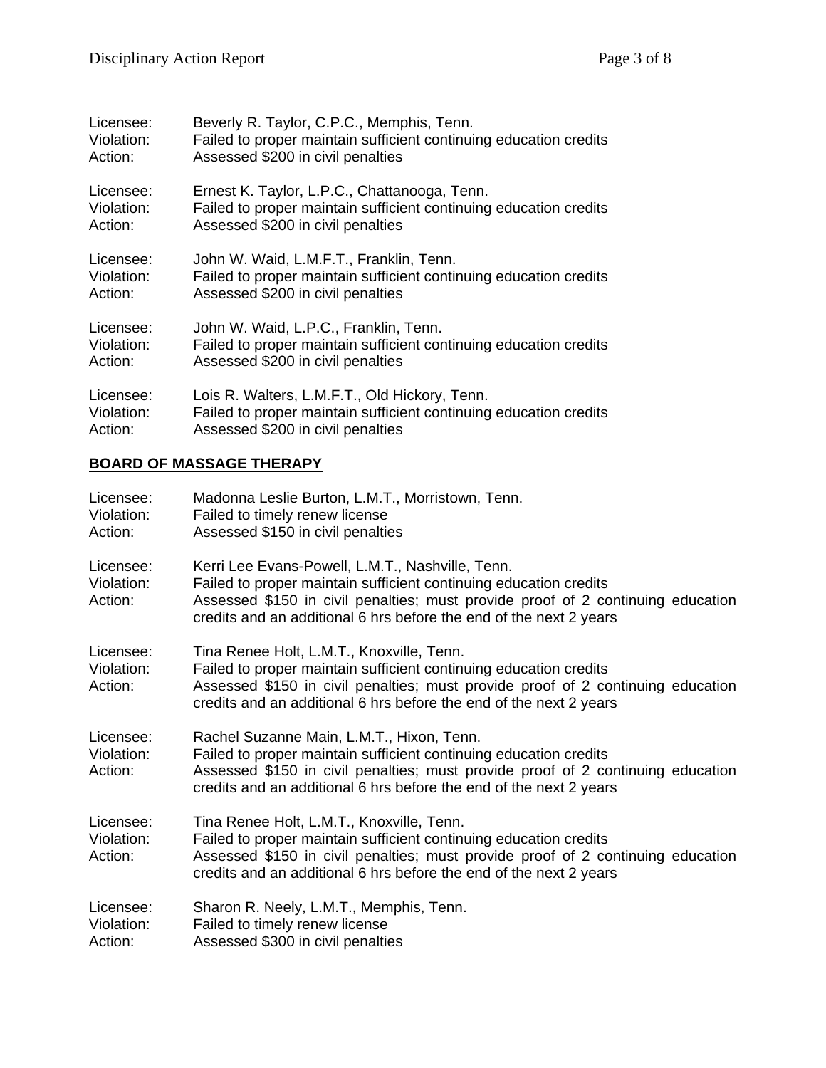Licensee: Beverly R. Taylor, C.P.C., Memphis, Tenn.
Violation: Failed to proper maintain sufficient continuing education credits
Action: Assessed $200 in civil penalties

Licensee: Ernest K. Taylor, L.P.C., Chattanooga, Tenn.
Violation: Failed to proper maintain sufficient continuing education credits
Action: Assessed $200 in civil penalties

Licensee: John W. Waid, L.M.F.T., Franklin, Tenn.
Violation: Failed to proper maintain sufficient continuing education credits
Action: Assessed $200 in civil penalties

Licensee: John W. Waid, L.P.C., Franklin, Tenn.
Violation: Failed to proper maintain sufficient continuing education credits
Action: Assessed $200 in civil penalties

Licensee: Lois R. Walters, L.M.F.T., Old Hickory, Tenn.
Violation: Failed to proper maintain sufficient continuing education credits
Action: Assessed $200 in civil penalties

## BOARD OF MASSAGE THERAPY

Licensee: Madonna Leslie Burton, L.M.T., Morristown, Tenn.
Violation: Failed to timely renew license
Action: Assessed $150 in civil penalties

Licensee: Kerri Lee Evans-Powell, L.M.T., Nashville, Tenn.
Violation: Failed to proper maintain sufficient continuing education credits
Action: Assessed $150 in civil penalties; must provide proof of 2 continuing education credits and an additional 6 hrs before the end of the next 2 years

Licensee: Tina Renee Holt, L.M.T., Knoxville, Tenn.
Violation: Failed to proper maintain sufficient continuing education credits
Action: Assessed $150 in civil penalties; must provide proof of 2 continuing education credits and an additional 6 hrs before the end of the next 2 years

Licensee: Rachel Suzanne Main, L.M.T., Hixon, Tenn.
Violation: Failed to proper maintain sufficient continuing education credits
Action: Assessed $150 in civil penalties; must provide proof of 2 continuing education credits and an additional 6 hrs before the end of the next 2 years

Licensee: Tina Renee Holt, L.M.T., Knoxville, Tenn.
Violation: Failed to proper maintain sufficient continuing education credits
Action: Assessed $150 in civil penalties; must provide proof of 2 continuing education credits and an additional 6 hrs before the end of the next 2 years

Licensee: Sharon R. Neely, L.M.T., Memphis, Tenn.
Violation: Failed to timely renew license
Action: Assessed $300 in civil penalties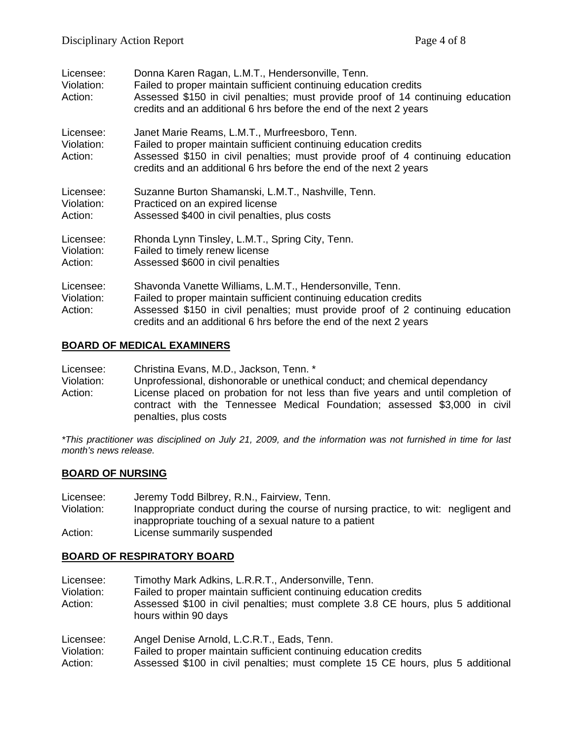Licensee: Donna Karen Ragan, L.M.T., Hendersonville, Tenn.
Violation: Failed to proper maintain sufficient continuing education credits
Action: Assessed $150 in civil penalties; must provide proof of 14 continuing education credits and an additional 6 hrs before the end of the next 2 years

Licensee: Janet Marie Reams, L.M.T., Murfreesboro, Tenn.
Violation: Failed to proper maintain sufficient continuing education credits
Action: Assessed $150 in civil penalties; must provide proof of 4 continuing education credits and an additional 6 hrs before the end of the next 2 years

Licensee: Suzanne Burton Shamanski, L.M.T., Nashville, Tenn.
Violation: Practiced on an expired license
Action: Assessed $400 in civil penalties, plus costs

Licensee: Rhonda Lynn Tinsley, L.M.T., Spring City, Tenn.
Violation: Failed to timely renew license
Action: Assessed $600 in civil penalties

Licensee: Shavonda Vanette Williams, L.M.T., Hendersonville, Tenn.
Violation: Failed to proper maintain sufficient continuing education credits
Action: Assessed $150 in civil penalties; must provide proof of 2 continuing education credits and an additional 6 hrs before the end of the next 2 years

## BOARD OF MEDICAL EXAMINERS

Licensee: Christina Evans, M.D., Jackson, Tenn. *
Violation: Unprofessional, dishonorable or unethical conduct; and chemical dependancy
Action: License placed on probation for not less than five years and until completion of contract with the Tennessee Medical Foundation; assessed $3,000 in civil penalties, plus costs

*\*This practitioner was disciplined on July 21, 2009, and the information was not furnished in time for last month's news release.*

## BOARD OF NURSING

Licensee: Jeremy Todd Bilbrey, R.N., Fairview, Tenn.
Violation: Inappropriate conduct during the course of nursing practice, to wit: negligent and inappropriate touching of a sexual nature to a patient
Action: License summarily suspended

## BOARD OF RESPIRATORY BOARD

Licensee: Timothy Mark Adkins, L.R.R.T., Andersonville, Tenn.
Violation: Failed to proper maintain sufficient continuing education credits
Action: Assessed $100 in civil penalties; must complete 3.8 CE hours, plus 5 additional hours within 90 days

Licensee: Angel Denise Arnold, L.C.R.T., Eads, Tenn.
Violation: Failed to proper maintain sufficient continuing education credits
Action: Assessed $100 in civil penalties; must complete 15 CE hours, plus 5 additional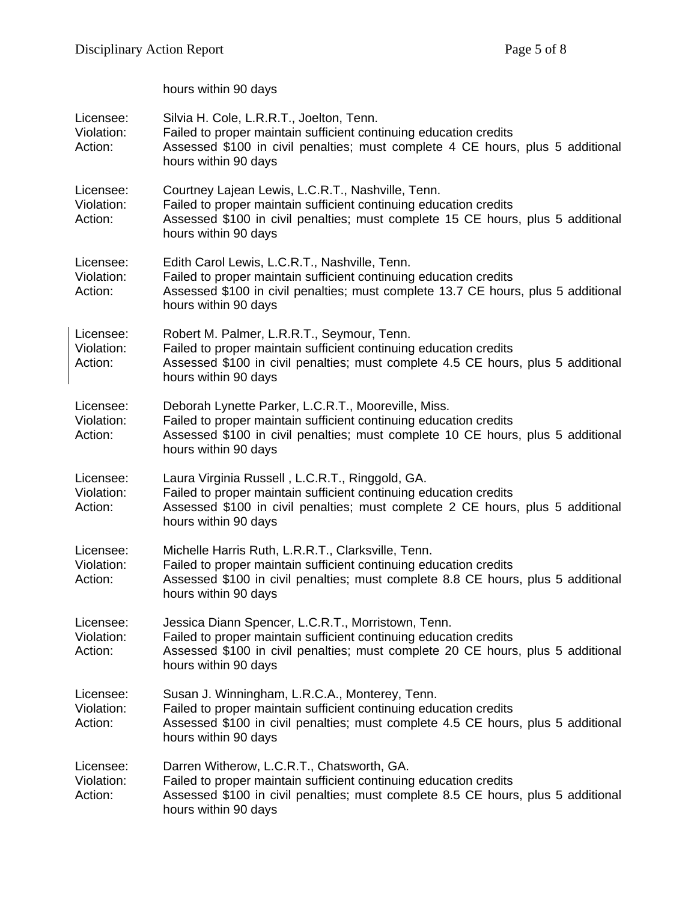hours within 90 days

Licensee: Silvia H. Cole, L.R.R.T., Joelton, Tenn.
Violation: Failed to proper maintain sufficient continuing education credits
Action: Assessed $100 in civil penalties; must complete 4 CE hours, plus 5 additional hours within 90 days

Licensee: Courtney Lajean Lewis, L.C.R.T., Nashville, Tenn.
Violation: Failed to proper maintain sufficient continuing education credits
Action: Assessed $100 in civil penalties; must complete 15 CE hours, plus 5 additional hours within 90 days

Licensee: Edith Carol Lewis, L.C.R.T., Nashville, Tenn.
Violation: Failed to proper maintain sufficient continuing education credits
Action: Assessed $100 in civil penalties; must complete 13.7 CE hours, plus 5 additional hours within 90 days

Licensee: Robert M. Palmer, L.R.R.T., Seymour, Tenn.
Violation: Failed to proper maintain sufficient continuing education credits
Action: Assessed $100 in civil penalties; must complete 4.5 CE hours, plus 5 additional hours within 90 days

Licensee: Deborah Lynette Parker, L.C.R.T., Mooreville, Miss.
Violation: Failed to proper maintain sufficient continuing education credits
Action: Assessed $100 in civil penalties; must complete 10 CE hours, plus 5 additional hours within 90 days

Licensee: Laura Virginia Russell , L.C.R.T., Ringgold, GA.
Violation: Failed to proper maintain sufficient continuing education credits
Action: Assessed $100 in civil penalties; must complete 2 CE hours, plus 5 additional hours within 90 days

Licensee: Michelle Harris Ruth, L.R.R.T., Clarksville, Tenn.
Violation: Failed to proper maintain sufficient continuing education credits
Action: Assessed $100 in civil penalties; must complete 8.8 CE hours, plus 5 additional hours within 90 days

Licensee: Jessica Diann Spencer, L.C.R.T., Morristown, Tenn.
Violation: Failed to proper maintain sufficient continuing education credits
Action: Assessed $100 in civil penalties; must complete 20 CE hours, plus 5 additional hours within 90 days

Licensee: Susan J. Winningham, L.R.C.A., Monterey, Tenn.
Violation: Failed to proper maintain sufficient continuing education credits
Action: Assessed $100 in civil penalties; must complete 4.5 CE hours, plus 5 additional hours within 90 days

Licensee: Darren Witherow, L.C.R.T., Chatsworth, GA.
Violation: Failed to proper maintain sufficient continuing education credits
Action: Assessed $100 in civil penalties; must complete 8.5 CE hours, plus 5 additional hours within 90 days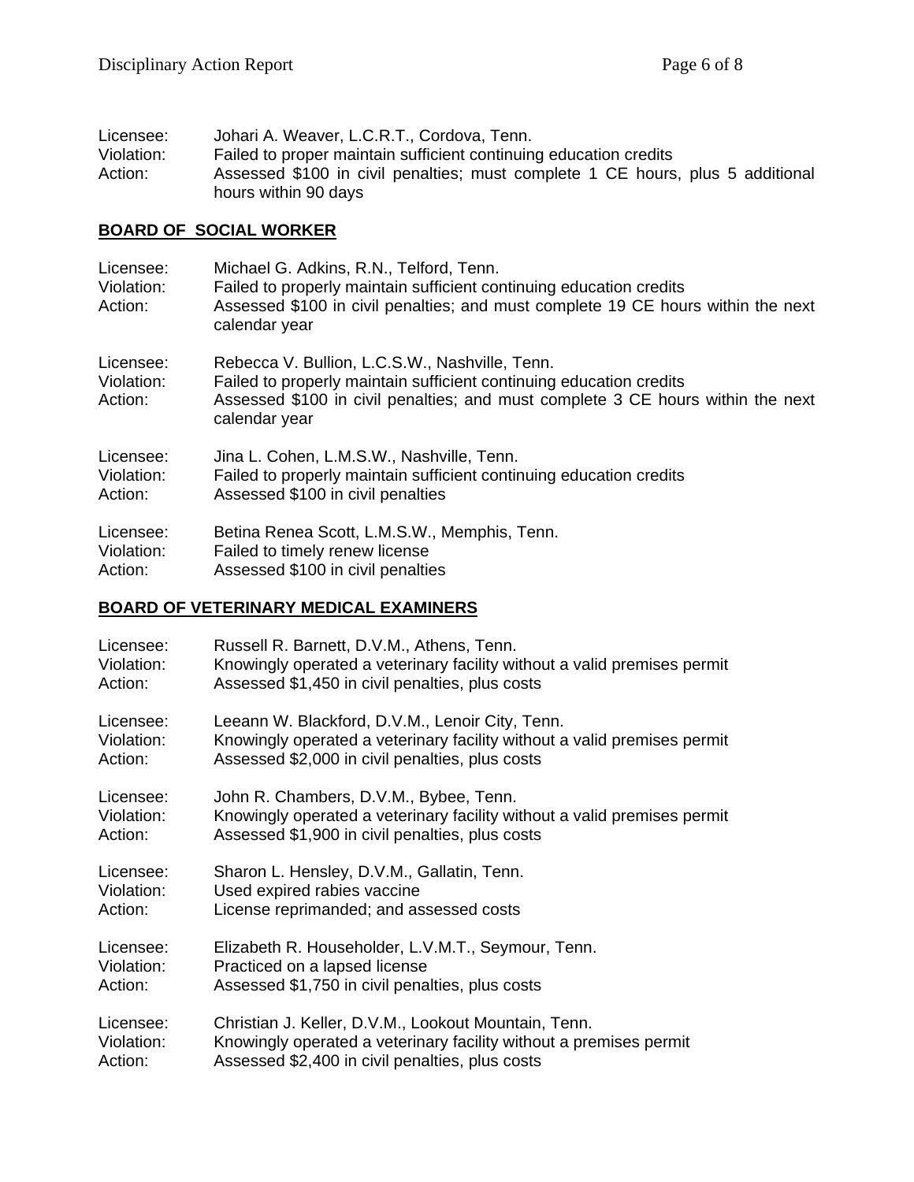Licensee: Johari A. Weaver, L.C.R.T., Cordova, Tenn.
Violation: Failed to proper maintain sufficient continuing education credits
Action: Assessed $100 in civil penalties; must complete 1 CE hours, plus 5 additional hours within 90 days

## BOARD OF SOCIAL WORKER

Licensee: Michael G. Adkins, R.N., Telford, Tenn.
Violation: Failed to properly maintain sufficient continuing education credits
Action: Assessed $100 in civil penalties; and must complete 19 CE hours within the next calendar year

Licensee: Rebecca V. Bullion, L.C.S.W., Nashville, Tenn.
Violation: Failed to properly maintain sufficient continuing education credits
Action: Assessed $100 in civil penalties; and must complete 3 CE hours within the next calendar year

Licensee: Jina L. Cohen, L.M.S.W., Nashville, Tenn.
Violation: Failed to properly maintain sufficient continuing education credits
Action: Assessed $100 in civil penalties

Licensee: Betina Renea Scott, L.M.S.W., Memphis, Tenn.
Violation: Failed to timely renew license
Action: Assessed $100 in civil penalties

## BOARD OF VETERINARY MEDICAL EXAMINERS

Licensee: Russell R. Barnett, D.V.M., Athens, Tenn.
Violation: Knowingly operated a veterinary facility without a valid premises permit
Action: Assessed $1,450 in civil penalties, plus costs

Licensee: Leeann W. Blackford, D.V.M., Lenoir City, Tenn.
Violation: Knowingly operated a veterinary facility without a valid premises permit
Action: Assessed $2,000 in civil penalties, plus costs

Licensee: John R. Chambers, D.V.M., Bybee, Tenn.
Violation: Knowingly operated a veterinary facility without a valid premises permit
Action: Assessed $1,900 in civil penalties, plus costs

Licensee: Sharon L. Hensley, D.V.M., Gallatin, Tenn.
Violation: Used expired rabies vaccine
Action: License reprimanded; and assessed costs

Licensee: Elizabeth R. Householder, L.V.M.T., Seymour, Tenn.
Violation: Practiced on a lapsed license
Action: Assessed $1,750 in civil penalties, plus costs

Licensee: Christian J. Keller, D.V.M., Lookout Mountain, Tenn.
Violation: Knowingly operated a veterinary facility without a premises permit
Action: Assessed $2,400 in civil penalties, plus costs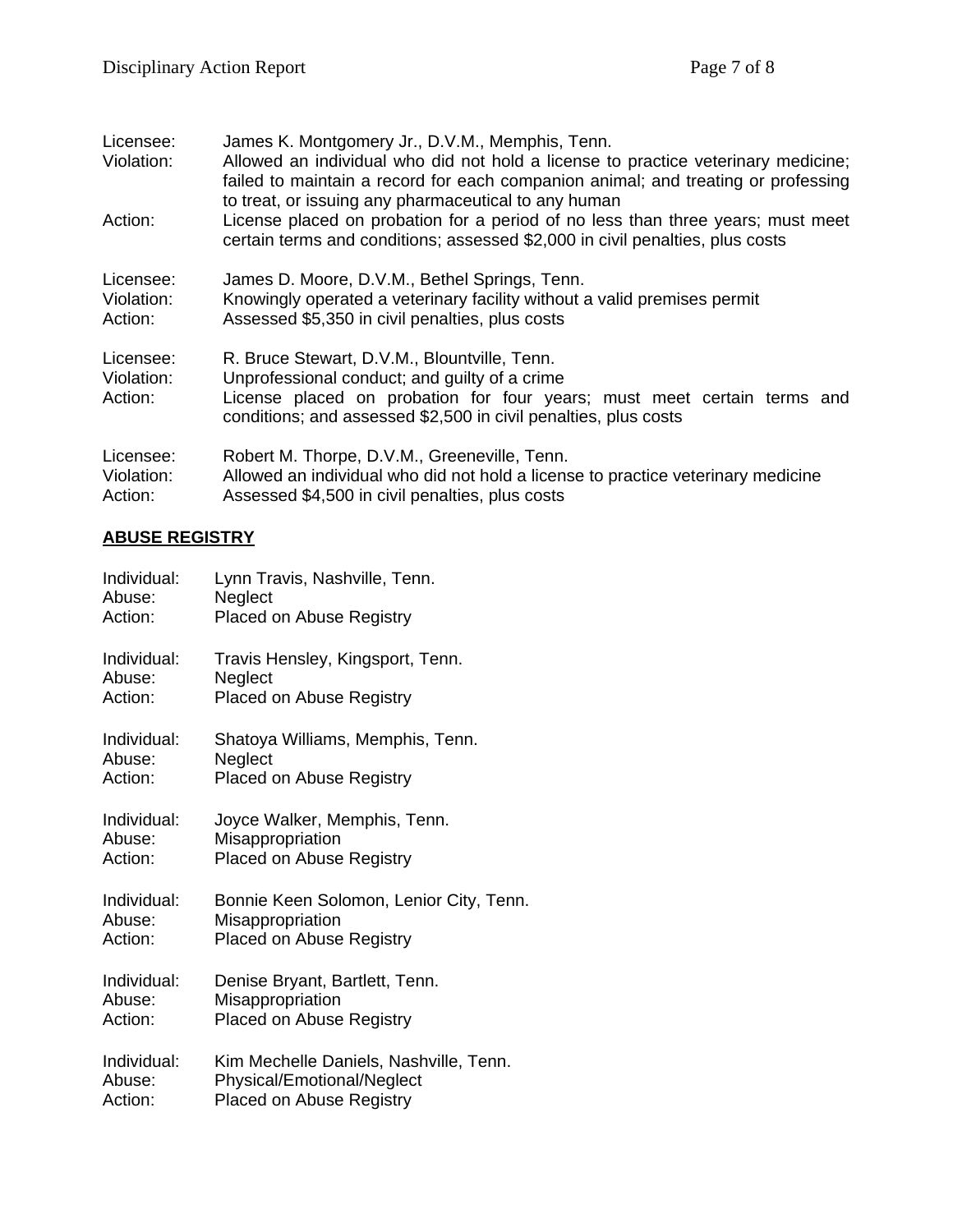Licensee: James K. Montgomery Jr., D.V.M., Memphis, Tenn.
Violation: Allowed an individual who did not hold a license to practice veterinary medicine; failed to maintain a record for each companion animal; and treating or professing to treat, or issuing any pharmaceutical to any human
Action: License placed on probation for a period of no less than three years; must meet certain terms and conditions; assessed $2,000 in civil penalties, plus costs

Licensee: James D. Moore, D.V.M., Bethel Springs, Tenn.
Violation: Knowingly operated a veterinary facility without a valid premises permit
Action: Assessed $5,350 in civil penalties, plus costs

Licensee: R. Bruce Stewart, D.V.M., Blountville, Tenn.
Violation: Unprofessional conduct; and guilty of a crime
Action: License placed on probation for four years; must meet certain terms and conditions; and assessed $2,500 in civil penalties, plus costs

Licensee: Robert M. Thorpe, D.V.M., Greeneville, Tenn.
Violation: Allowed an individual who did not hold a license to practice veterinary medicine
Action: Assessed $4,500 in civil penalties, plus costs

## ABUSE REGISTRY

Individual: Lynn Travis, Nashville, Tenn.
Abuse: Neglect
Action: Placed on Abuse Registry

Individual: Travis Hensley, Kingsport, Tenn.
Abuse: Neglect
Action: Placed on Abuse Registry

Individual: Shatoya Williams, Memphis, Tenn.
Abuse: Neglect
Action: Placed on Abuse Registry

Individual: Joyce Walker, Memphis, Tenn.
Abuse: Misappropriation
Action: Placed on Abuse Registry

Individual: Bonnie Keen Solomon, Lenior City, Tenn.
Abuse: Misappropriation
Action: Placed on Abuse Registry

Individual: Denise Bryant, Bartlett, Tenn.
Abuse: Misappropriation
Action: Placed on Abuse Registry

Individual: Kim Mechelle Daniels, Nashville, Tenn.
Abuse: Physical/Emotional/Neglect
Action: Placed on Abuse Registry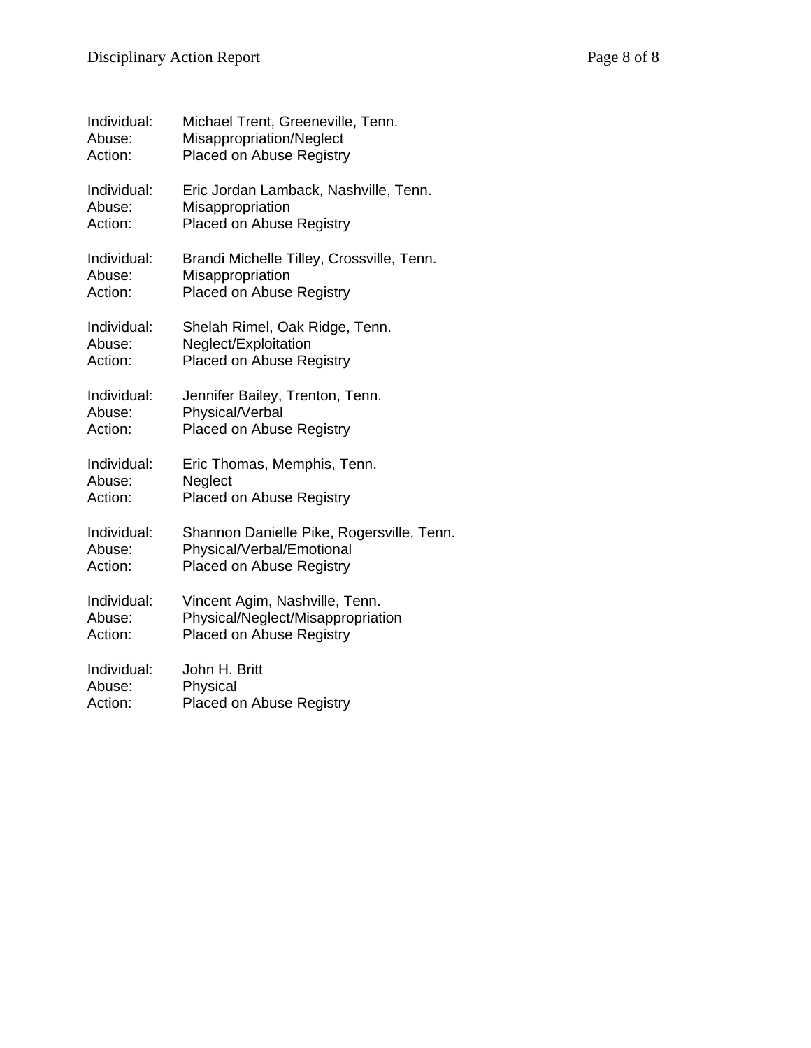Individual: Michael Trent, Greeneville, Tenn.
Abuse: Misappropriation/Neglect
Action: Placed on Abuse Registry

Individual: Eric Jordan Lamback, Nashville, Tenn.
Abuse: Misappropriation
Action: Placed on Abuse Registry

Individual: Brandi Michelle Tilley, Crossville, Tenn.
Abuse: Misappropriation
Action: Placed on Abuse Registry

Individual: Shelah Rimel, Oak Ridge, Tenn.
Abuse: Neglect/Exploitation
Action: Placed on Abuse Registry

Individual: Jennifer Bailey, Trenton, Tenn.
Abuse: Physical/Verbal
Action: Placed on Abuse Registry

Individual: Eric Thomas, Memphis, Tenn.
Abuse: Neglect
Action: Placed on Abuse Registry

Individual: Shannon Danielle Pike, Rogersville, Tenn.
Abuse: Physical/Verbal/Emotional
Action: Placed on Abuse Registry

Individual: Vincent Agim, Nashville, Tenn.
Abuse: Physical/Neglect/Misappropriation
Action: Placed on Abuse Registry

Individual: John H. Britt
Abuse: Physical
Action: Placed on Abuse Registry